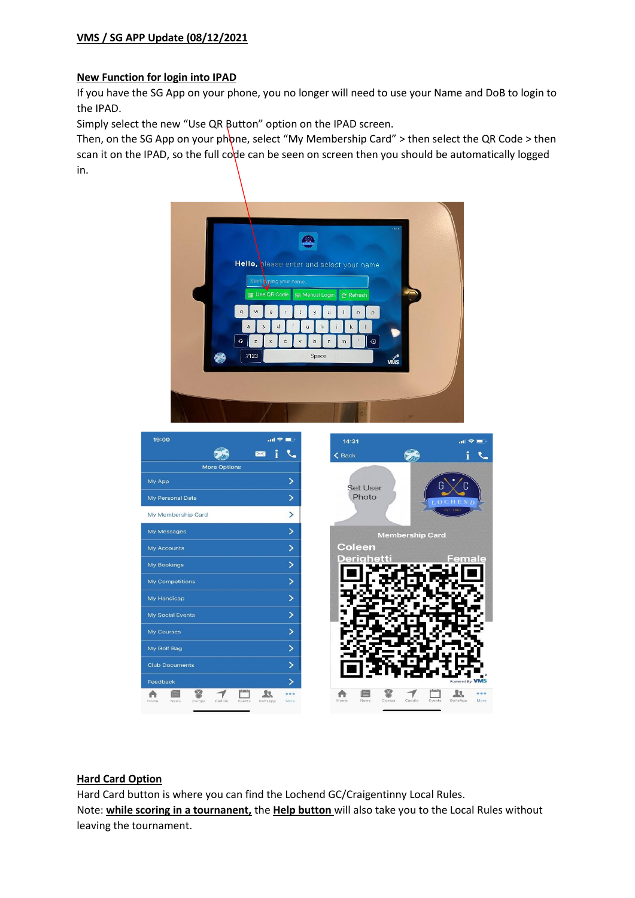# VMS / SG APP Update (08/12/2021)

## New Function for login into IPAD

If you have the SG App on your phone, you no longer will need to use your Name and DoB to login to the IPAD.

Simply select the new "Use QR Button" option on the IPAD screen.

Then, on the SG App on your phone, select "My Membership Card" > then select the QR Code > then scan it on the IPAD, so the full code can be seen on screen then you should be automatically logged in.

## Hard Card Option

Hard Card button is where you can find the Lochend GC/Craigentinny Local Rules.

Note: **while scoring in a tournanent,** the **Help button** will also take you to the Local Rules without leaving the tournament.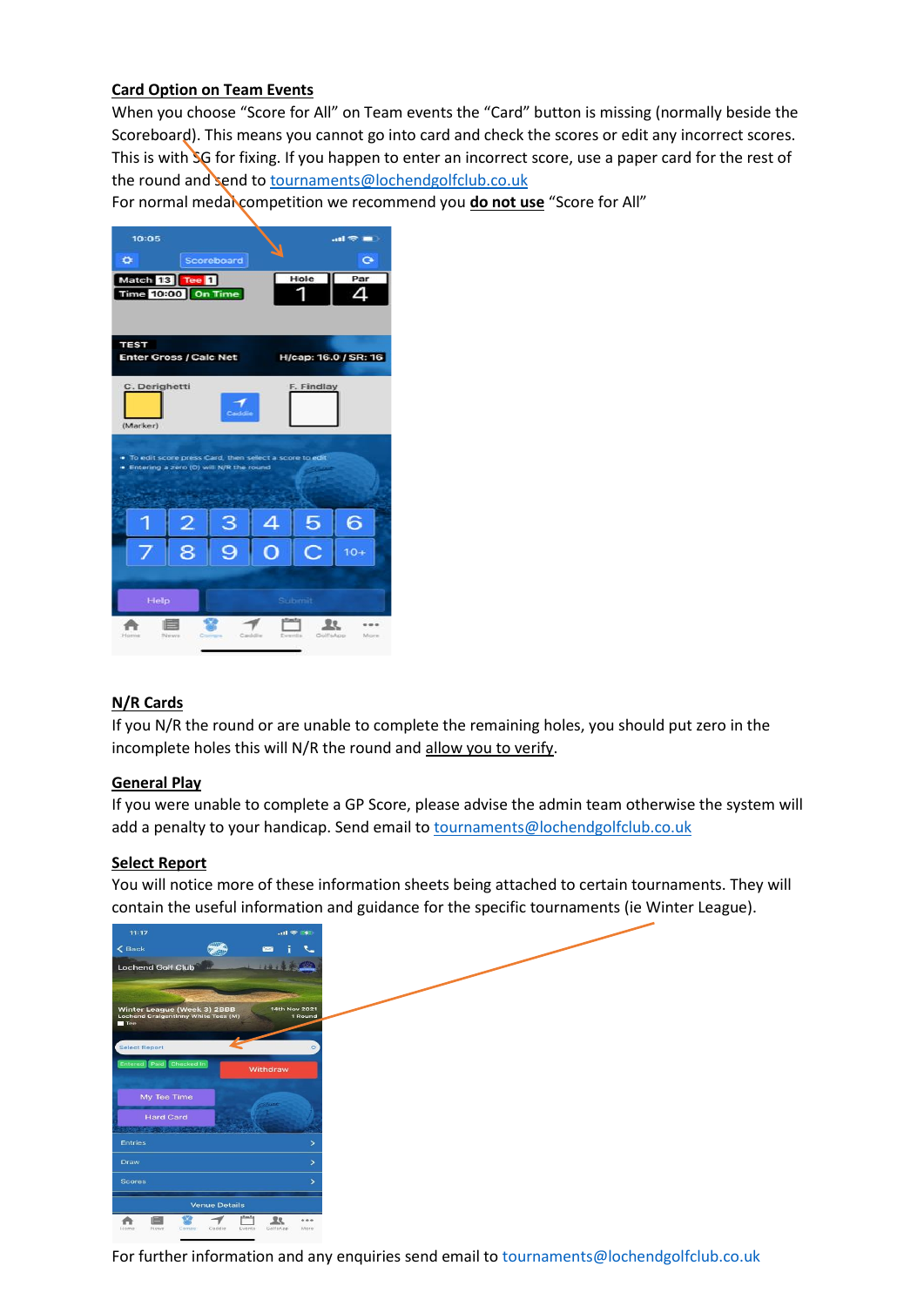**Card Option on Team Events**

When you choose "Score for All" on Team events the "Card" button is missing (normally beside the Scoreboard). This means you cannot go into card and check the scores or edit any incorrect scores. This is with SG for fixing. If you happen to enter an incorrect score, use a paper card for the rest of the round and send to tournaments@lochendgolfclub.co.uk

For normal medal competition we recommend you **do not use** "Score for All"

**N/R Cards**

If you N/R the round or are unable to complete the remaining holes, you should put zero in the incomplete holes this will N/R the round and allow you to verify.

**General Play**

If you were unable to complete a GP Score, please advise the admin team otherwise the system will add a penalty to your handicap. Send email to tournaments@lochendgolfclub.co.uk

**Select Report**

You will notice more of these information sheets being attached to certain tournaments. They will contain the useful information and guidance for the specific tournaments (ie Winter League).

For further information and any enquiries send email to tournaments@lochendgolfclub.co.uk